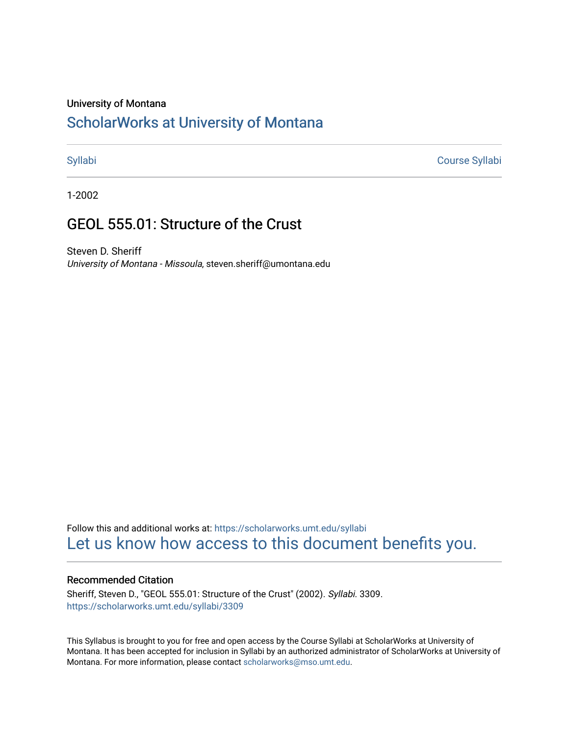University of Montana

# ScholarWorks at University of Montana

Syllabi | Course Syllabi

1-2002

## GEOL 555.01: Structure of the Crust

Steven D. Sheriff
*University of Montana - Missoula*, steven.sheriff@umontana.edu

Follow this and additional works at: https://scholarworks.umt.edu/syllabi
Let us know how access to this document benefits you.

### Recommended Citation

Sheriff, Steven D., "GEOL 555.01: Structure of the Crust" (2002). *Syllabi*. 3309.
https://scholarworks.umt.edu/syllabi/3309

This Syllabus is brought to you for free and open access by the Course Syllabi at ScholarWorks at University of Montana. It has been accepted for inclusion in Syllabi by an authorized administrator of ScholarWorks at University of Montana. For more information, please contact scholarworks@mso.umt.edu.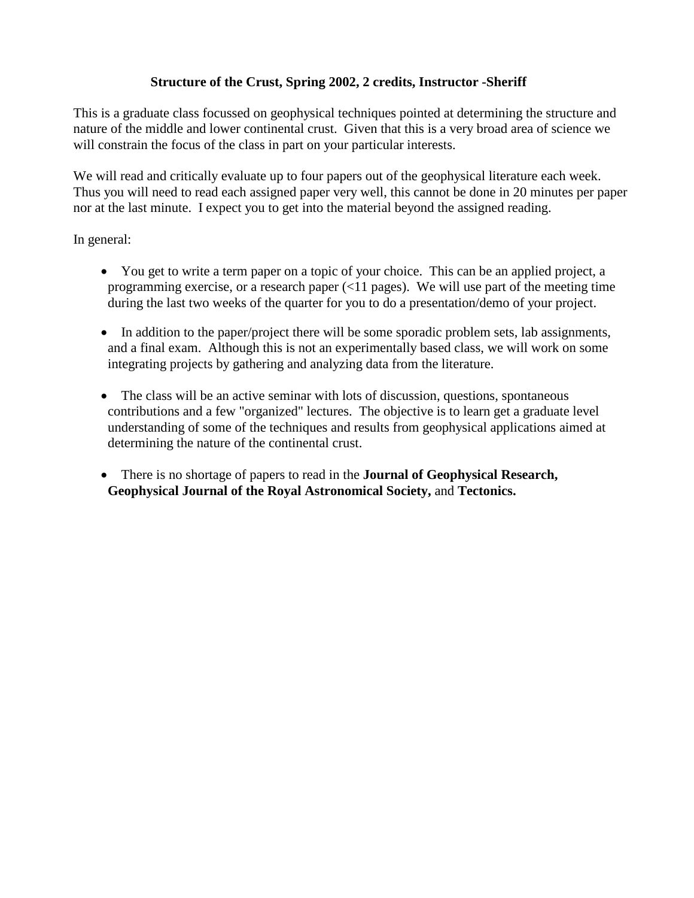**Structure of the Crust, Spring 2002, 2 credits, Instructor -Sheriff**

This is a graduate class focussed on geophysical techniques pointed at determining the structure and nature of the middle and lower continental crust. Given that this is a very broad area of science we will constrain the focus of the class in part on your particular interests.

We will read and critically evaluate up to four papers out of the geophysical literature each week. Thus you will need to read each assigned paper very well, this cannot be done in 20 minutes per paper nor at the last minute. I expect you to get into the material beyond the assigned reading.

In general:

- You get to write a term paper on a topic of your choice. This can be an applied project, a programming exercise, or a research paper (<11 pages). We will use part of the meeting time during the last two weeks of the quarter for you to do a presentation/demo of your project.

- In addition to the paper/project there will be some sporadic problem sets, lab assignments, and a final exam. Although this is not an experimentally based class, we will work on some integrating projects by gathering and analyzing data from the literature.

- The class will be an active seminar with lots of discussion, questions, spontaneous contributions and a few "organized" lectures. The objective is to learn get a graduate level understanding of some of the techniques and results from geophysical applications aimed at determining the nature of the continental crust.

- There is no shortage of papers to read in the **Journal of Geophysical Research, Geophysical Journal of the Royal Astronomical Society,** and **Tectonics.**